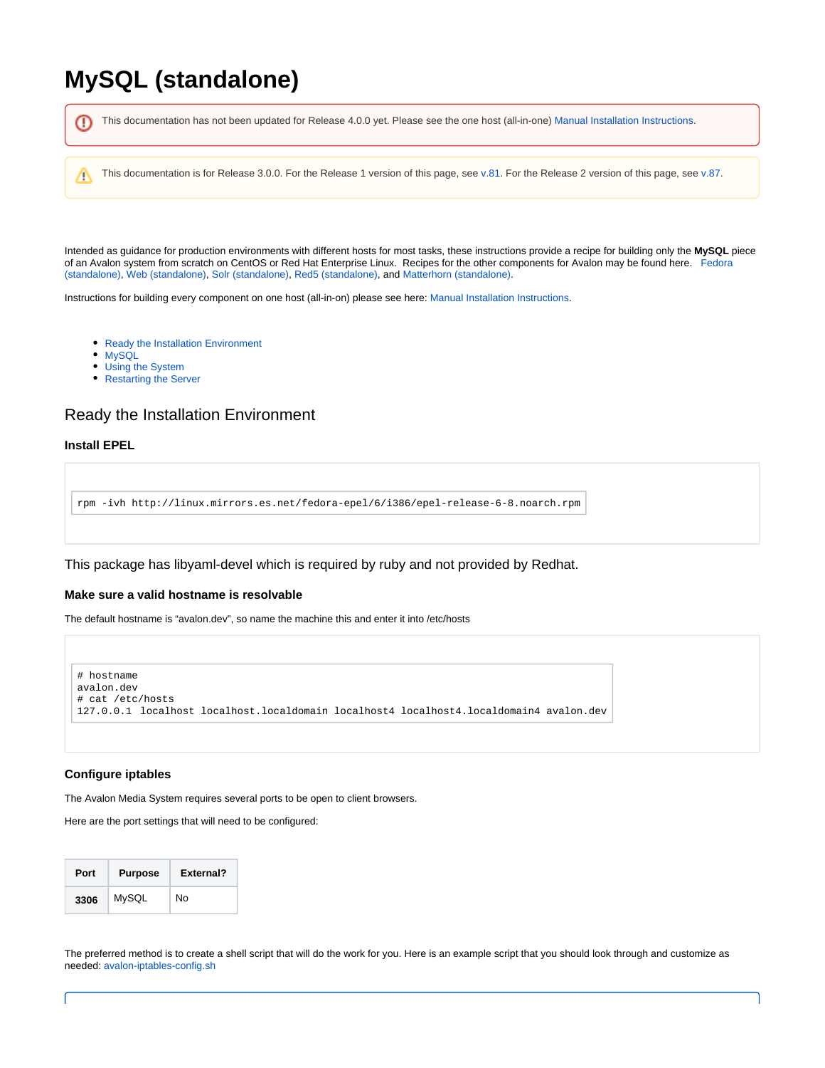# MySQL (standalone)

This documentation has not been updated for Release 4.0.0 yet. Please see the one host (all-in-one) Manual Installation Instructions.

This documentation is for Release 3.0.0. For the Release 1 version of this page, see v.81. For the Release 2 version of this page, see v.87.

Intended as guidance for production environments with different hosts for most tasks, these instructions provide a recipe for building only the **MySQL** piece of an Avalon system from scratch on CentOS or Red Hat Enterprise Linux. Recipes for the other components for Avalon may be found here. Fedora (standalone), Web (standalone), Solr (standalone), Red5 (standalone), and Matterhorn (standalone).

Instructions for building every component on one host (all-in-on) please see here: Manual Installation Instructions.

- Ready the Installation Environment
- MySQL
- Using the System
- Restarting the Server

## Ready the Installation Environment

### Install EPEL

```
rpm -ivh http://linux.mirrors.es.net/fedora-epel/6/i386/epel-release-6-8.noarch.rpm
```

This package has libyaml-devel which is required by ruby and not provided by Redhat.

### Make sure a valid hostname is resolvable

The default hostname is "avalon.dev", so name the machine this and enter it into /etc/hosts

```
# hostname
avalon.dev
# cat /etc/hosts
127.0.0.1 localhost localhost.localdomain localhost4 localhost4.localdomain4 avalon.dev
```

### Configure iptables

The Avalon Media System requires several ports to be open to client browsers.

Here are the port settings that will need to be configured:

| Port | Purpose | External? |
|---|---|---|
| **3306** | MySQL | No |

The preferred method is to create a shell script that will do the work for you. Here is an example script that you should look through and customize as needed: avalon-iptables-config.sh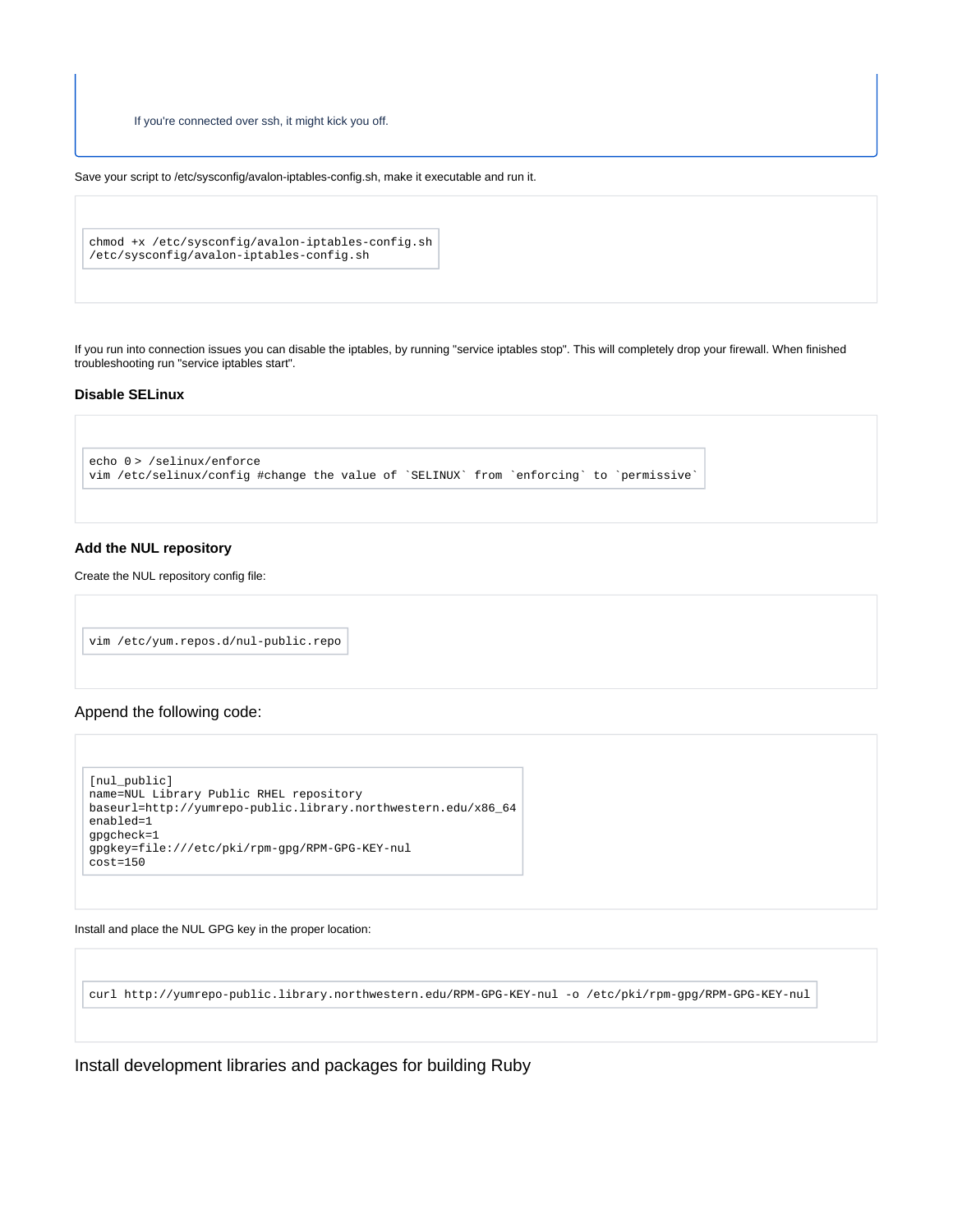If you're connected over ssh, it might kick you off.

Save your script to /etc/sysconfig/avalon-iptables-config.sh, make it executable and run it.

```
chmod +x /etc/sysconfig/avalon-iptables-config.sh
/etc/sysconfig/avalon-iptables-config.sh
```

If you run into connection issues you can disable the iptables, by running "service iptables stop". This will completely drop your firewall. When finished troubleshooting run "service iptables start".

### Disable SELinux

```
echo 0 > /selinux/enforce
vim /etc/selinux/config #change the value of `SELINUX` from `enforcing` to `permissive`
```

### Add the NUL repository

Create the NUL repository config file:

```
vim /etc/yum.repos.d/nul-public.repo
```

## Append the following code:

```
[nul_public]
name=NUL Library Public RHEL repository
baseurl=http://yumrepo-public.library.northwestern.edu/x86_64
enabled=1
gpgcheck=1
gpgkey=file:///etc/pki/rpm-gpg/RPM-GPG-KEY-nul
cost=150
```

Install and place the NUL GPG key in the proper location:

```
curl http://yumrepo-public.library.northwestern.edu/RPM-GPG-KEY-nul -o /etc/pki/rpm-gpg/RPM-GPG-KEY-nul
```

## Install development libraries and packages for building Ruby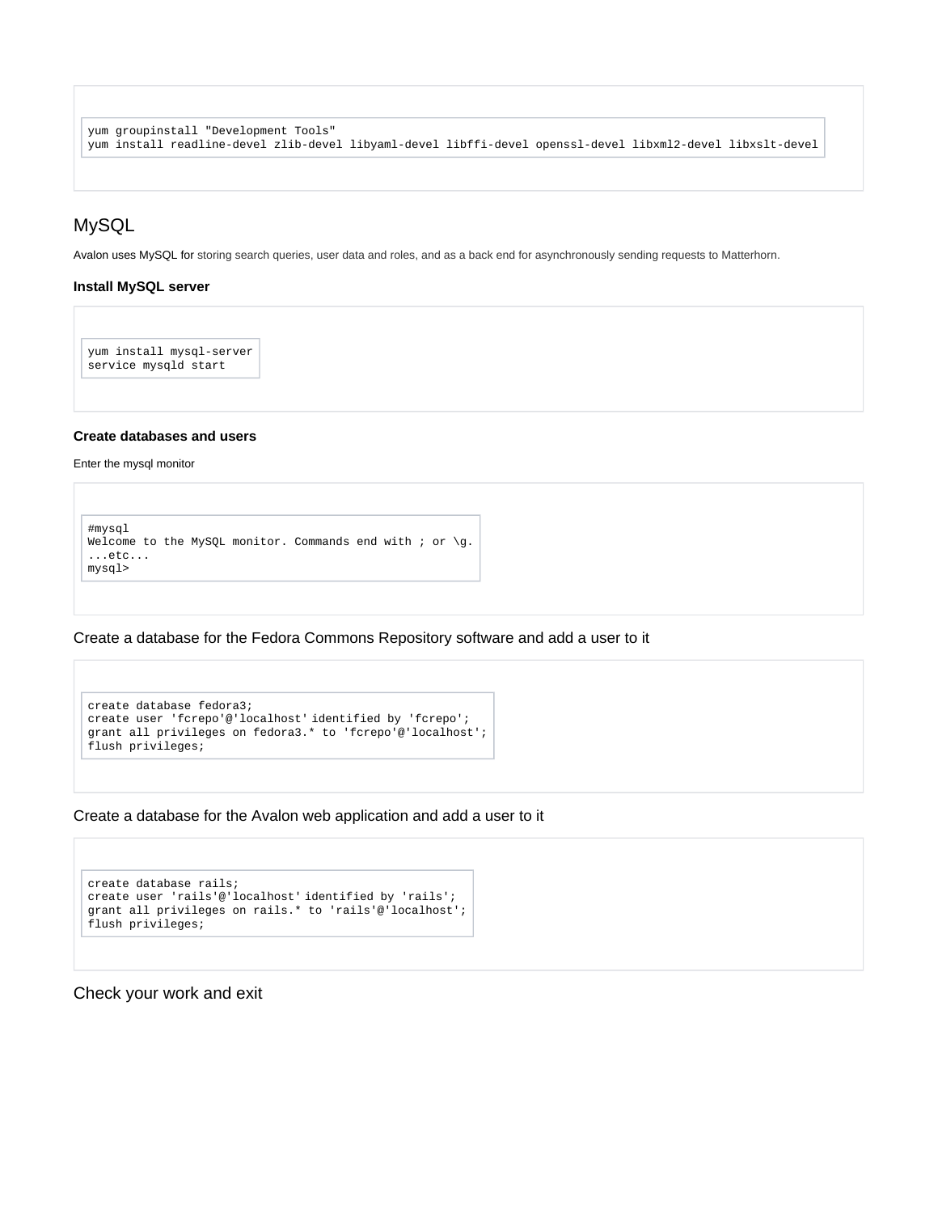```
yum groupinstall "Development Tools"
yum install readline-devel zlib-devel libyaml-devel libffi-devel openssl-devel libxml2-devel libxslt-devel
```

## MySQL

Avalon uses MySQL for storing search queries, user data and roles, and as a back end for asynchronously sending requests to Matterhorn.

#### Install MySQL server

```
yum install mysql-server
service mysqld start
```

#### Create databases and users

Enter the mysql monitor

```
#mysql
Welcome to the MySQL monitor. Commands end with ; or \g.
...etc...
mysql>
```

### Create a database for the Fedora Commons Repository software and add a user to it

```
create database fedora3;
create user 'fcrepo'@'localhost' identified by 'fcrepo';
grant all privileges on fedora3.* to 'fcrepo'@'localhost';
flush privileges;
```

### Create a database for the Avalon web application and add a user to it

```
create database rails;
create user 'rails'@'localhost' identified by 'rails';
grant all privileges on rails.* to 'rails'@'localhost';
flush privileges;
```

### Check your work and exit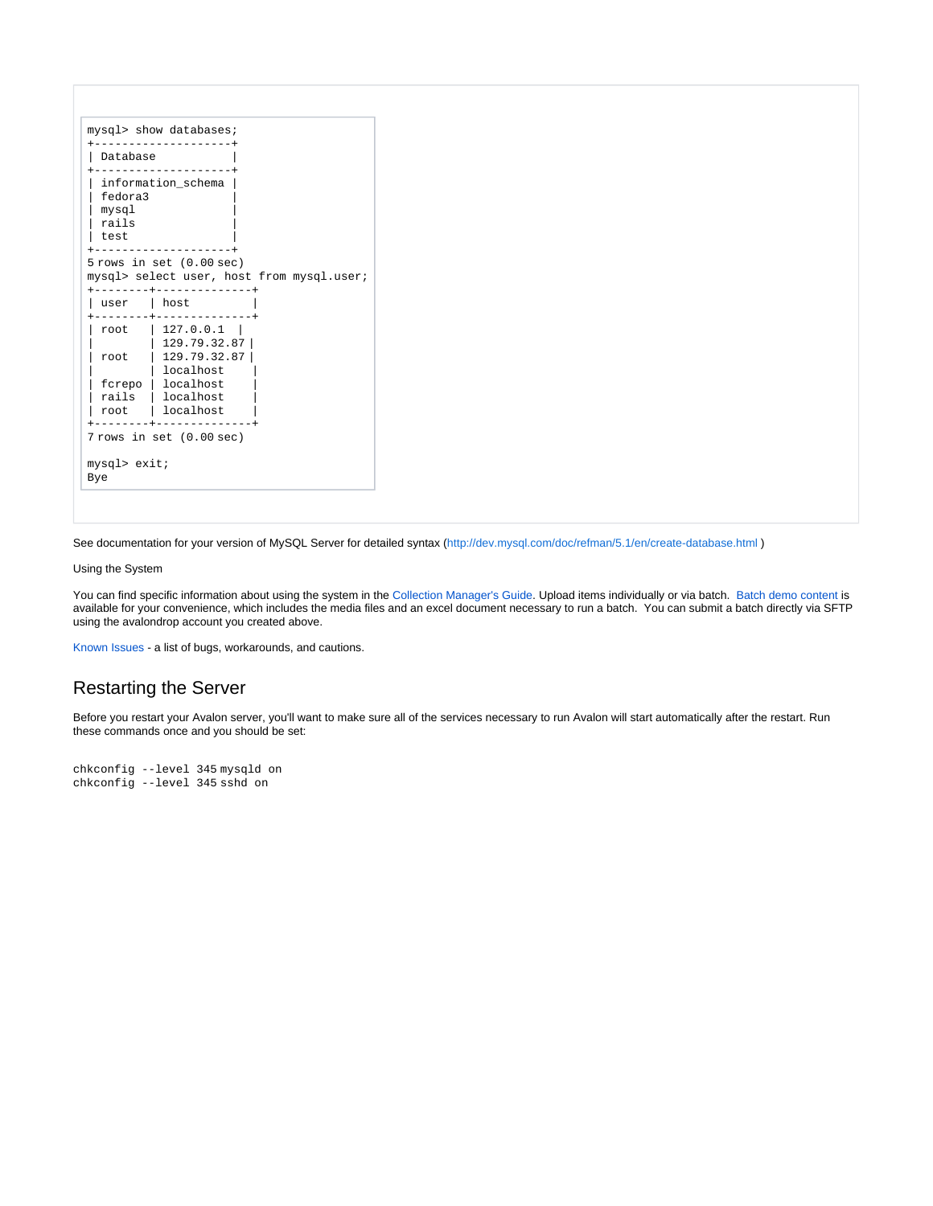```
mysql> show databases;
+--------------------+
| Database           |
+--------------------+
| information_schema |
| fedora3            |
| mysql              |
| rails              |
| test               |
+--------------------+
5 rows in set (0.00 sec)
mysql> select user, host from mysql.user;
+--------+--------------+
| user   | host         |
+--------+--------------+
| root   | 127.0.0.1  |
|        | 129.79.32.87 |
| root   | 129.79.32.87 |
|        | localhost    |
| fcrepo | localhost    |
| rails  | localhost    |
| root   | localhost    |
+--------+--------------+
7 rows in set (0.00 sec)

mysql> exit;
Bye
```

See documentation for your version of MySQL Server for detailed syntax (http://dev.mysql.com/doc/refman/5.1/en/create-database.html )

Using the System

You can find specific information about using the system in the Collection Manager's Guide. Upload items individually or via batch. Batch demo content is available for your convenience, which includes the media files and an excel document necessary to run a batch. You can submit a batch directly via SFTP using the avalondrop account you created above.

Known Issues - a list of bugs, workarounds, and cautions.

## Restarting the Server

Before you restart your Avalon server, you'll want to make sure all of the services necessary to run Avalon will start automatically after the restart. Run these commands once and you should be set:

```
chkconfig --level 345 mysqld on
chkconfig --level 345 sshd on
```